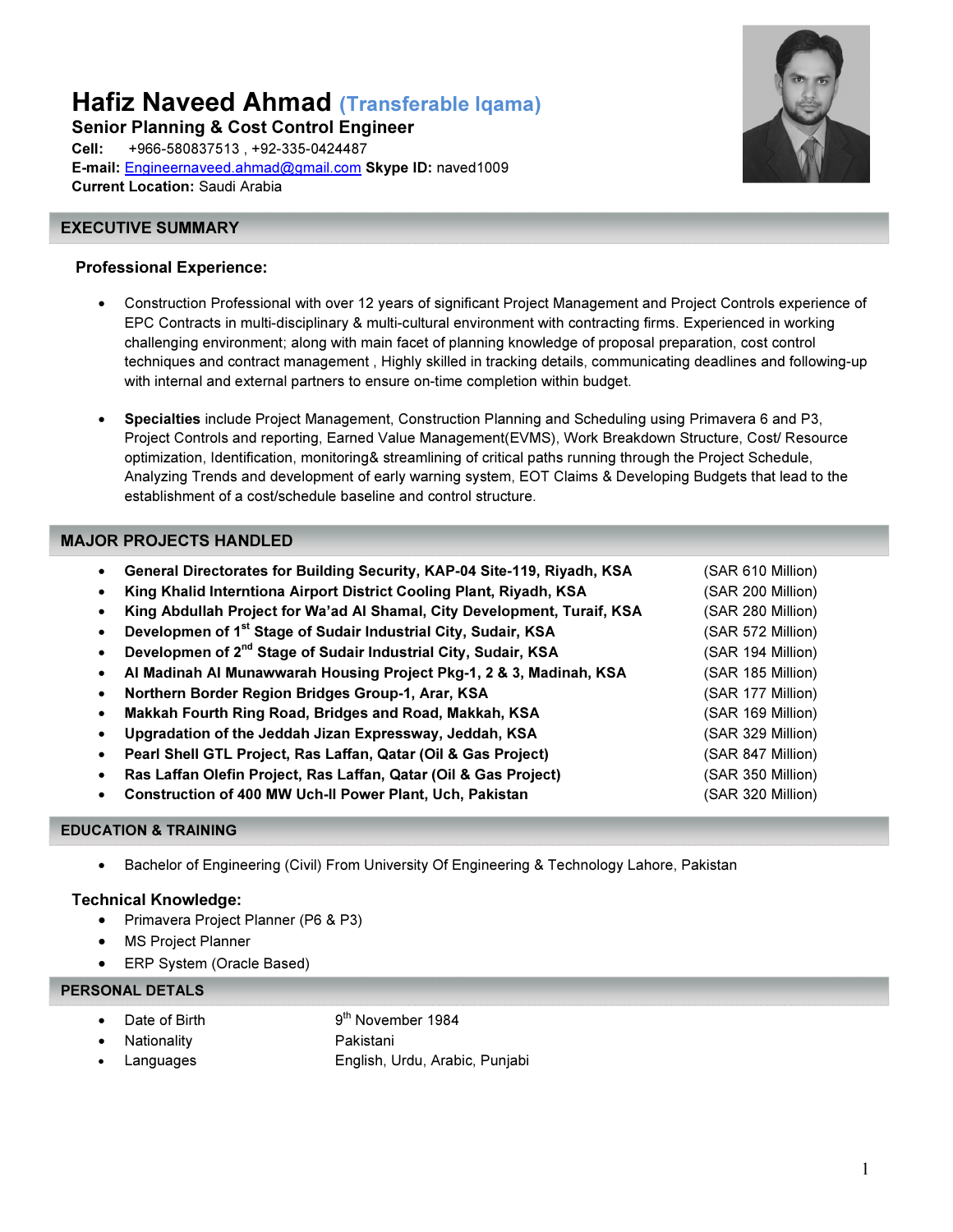# Hafiz Naveed Ahmad (Transferable Iqama)

**Senior Planning & Cost Control Engineer**

**Cell:** +966-580837513 , +92-335-0424487

**E-mail:** Engineernaveed.ahmad@gmail.com **Skype ID:** naved1009

**Current Location:** Saudi Arabia

## EXECUTIVE SUMMARY

### Professional Experience:

- Construction Professional with over 12 years of significant Project Management and Project Controls experience of EPC Contracts in multi-disciplinary & multi-cultural environment with contracting firms. Experienced in working challenging environment; along with main facet of planning knowledge of proposal preparation, cost control techniques and contract management , Highly skilled in tracking details, communicating deadlines and following-up with internal and external partners to ensure on-time completion within budget.

- **Specialties** include Project Management, Construction Planning and Scheduling using Primavera 6 and P3, Project Controls and reporting, Earned Value Management(EVMS), Work Breakdown Structure, Cost/ Resource optimization, Identification, monitoring& streamlining of critical paths running through the Project Schedule, Analyzing Trends and development of early warning system, EOT Claims & Developing Budgets that lead to the establishment of a cost/schedule baseline and control structure.

## MAJOR PROJECTS HANDLED

- **General Directorates for Building Security, KAP-04 Site-119, Riyadh, KSA** (SAR 610 Million)
- **King Khalid Interntiona Airport District Cooling Plant, Riyadh, KSA** (SAR 200 Million)
- **King Abdullah Project for Wa'ad Al Shamal, City Development, Turaif, KSA** (SAR 280 Million)
- **Developmen of 1st Stage of Sudair Industrial City, Sudair, KSA** (SAR 572 Million)
- **Developmen of 2nd Stage of Sudair Industrial City, Sudair, KSA** (SAR 194 Million)
- **Al Madinah Al Munawwarah Housing Project Pkg-1, 2 & 3, Madinah, KSA** (SAR 185 Million)
- **Northern Border Region Bridges Group-1, Arar, KSA** (SAR 177 Million)
- **Makkah Fourth Ring Road, Bridges and Road, Makkah, KSA** (SAR 169 Million)
- **Upgradation of the Jeddah Jizan Expressway, Jeddah, KSA** (SAR 329 Million)
- **Pearl Shell GTL Project, Ras Laffan, Qatar (Oil & Gas Project)** (SAR 847 Million)
- **Ras Laffan Olefin Project, Ras Laffan, Qatar (Oil & Gas Project)** (SAR 350 Million)
- **Construction of 400 MW Uch-II Power Plant, Uch, Pakistan** (SAR 320 Million)

## EDUCATION & TRAINING

- Bachelor of Engineering (Civil) From University Of Engineering & Technology Lahore, Pakistan

### Technical Knowledge:

- Primavera Project Planner (P6 & P3)
- MS Project Planner
- ERP System (Oracle Based)

## PERSONAL DETALS

- Date of Birth: 9th November 1984
- Nationality: Pakistani
- Languages: English, Urdu, Arabic, Punjabi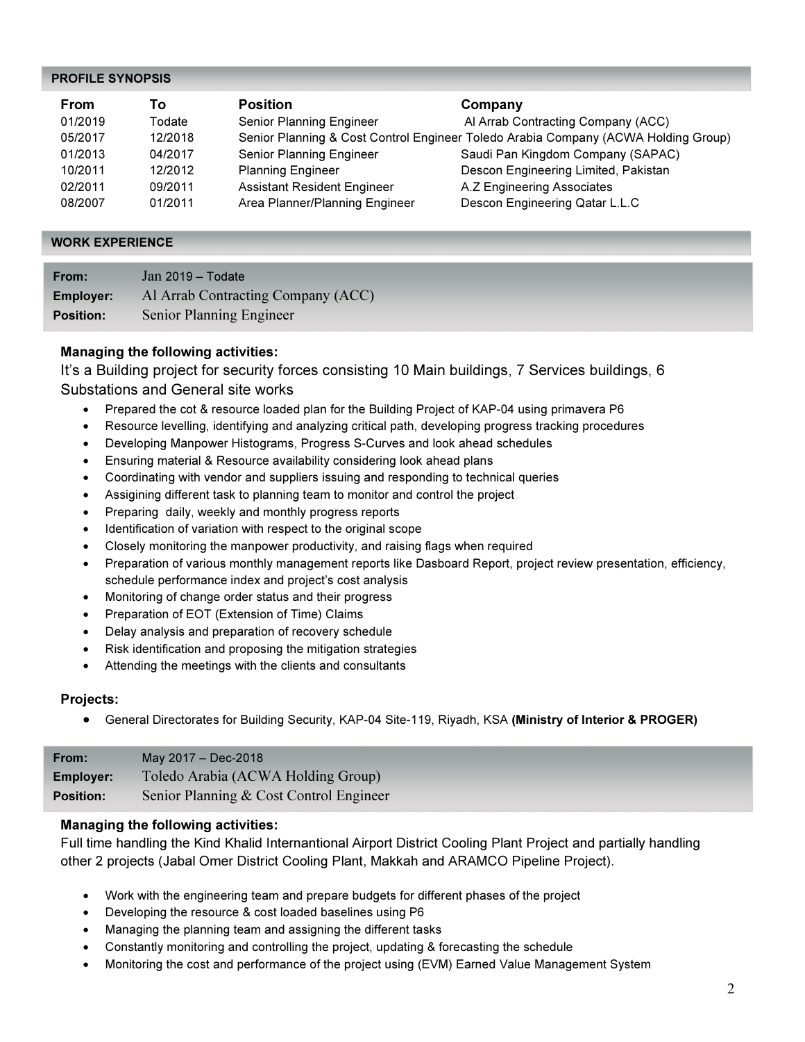## PROFILE SYNOPSIS

| From | To | Position | Company |
|---|---|---|---|
| 01/2019 | Todate | Senior Planning Engineer | Al Arrab Contracting Company (ACC) |
| 05/2017 | 12/2018 | Senior Planning & Cost Control Engineer | Toledo Arabia Company (ACWA Holding Group) |
| 01/2013 | 04/2017 | Senior Planning Engineer | Saudi Pan Kingdom Company (SAPAC) |
| 10/2011 | 12/2012 | Planning Engineer | Descon Engineering Limited, Pakistan |
| 02/2011 | 09/2011 | Assistant Resident Engineer | A.Z Engineering Associates |
| 08/2007 | 01/2011 | Area Planner/Planning Engineer | Descon Engineering Qatar L.L.C |

## WORK EXPERIENCE

**From:** Jan 2019 – Todate
**Employer:** Al Arrab Contracting Company (ACC)
**Position:** Senior Planning Engineer

**Managing the following activities:**

It's a Building project for security forces consisting 10 Main buildings, 7 Services buildings, 6 Substations and General site works

- Prepared the cot & resource loaded plan for the Building Project of KAP-04 using primavera P6
- Resource levelling, identifying and analyzing critical path, developing progress tracking procedures
- Developing Manpower Histograms, Progress S-Curves and look ahead schedules
- Ensuring material & Resource availability considering look ahead plans
- Coordinating with vendor and suppliers issuing and responding to technical queries
- Assiginiing different task to planning team to monitor and control the project
- Preparing daily, weekly and monthly progress reports
- Identification of variation with respect to the original scope
- Closely monitoring the manpower productivity, and raising flags when required
- Preparation of various monthly management reports like Dasboard Report, project review presentation, efficiency, schedule performance index and project's cost analysis
- Monitoring of change order status and their progress
- Preparation of EOT (Extension of Time) Claims
- Delay analysis and preparation of recovery schedule
- Risk identification and proposing the mitigation strategies
- Attending the meetings with the clients and consultants

**Projects:**

- General Directorates for Building Security, KAP-04 Site-119, Riyadh, KSA **(Ministry of Interior & PROGER)**

**From:** May 2017 – Dec-2018
**Employer:** Toledo Arabia (ACWA Holding Group)
**Position:** Senior Planning & Cost Control Engineer

**Managing the following activities:**

Full time handling the Kind Khalid Internantional Airport District Cooling Plant Project and partially handling other 2 projects (Jabal Omer District Cooling Plant, Makkah and ARAMCO Pipeline Project).

- Work with the engineering team and prepare budgets for different phases of the project
- Developing the resource & cost loaded baselines using P6
- Managing the planning team and assigning the different tasks
- Constantly monitoring and controlling the project, updating & forecasting the schedule
- Monitoring the cost and performance of the project using (EVM) Earned Value Management System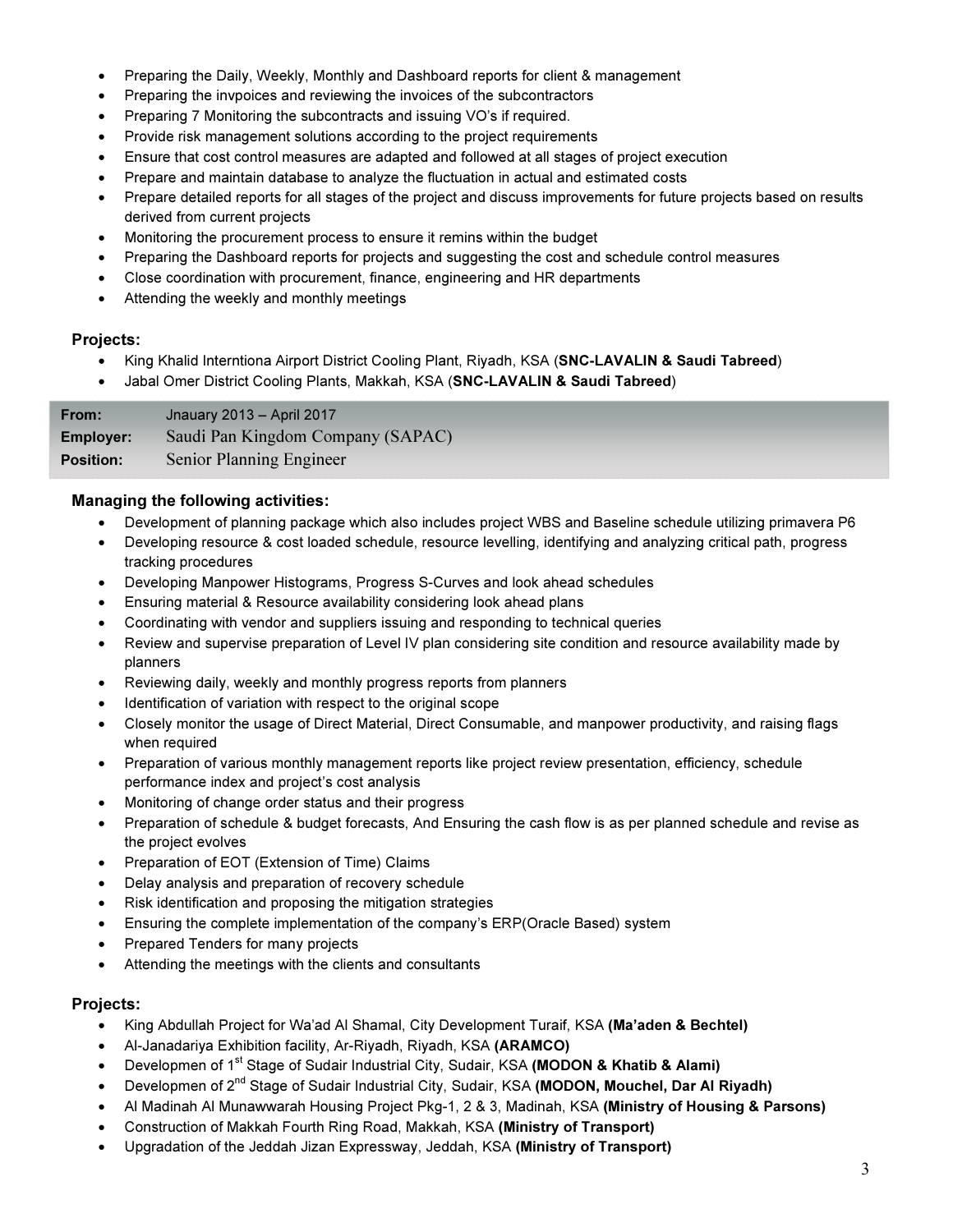- Preparing the Daily, Weekly, Monthly and Dashboard reports for client & management
- Preparing the invpoices and reviewing the invoices of the subcontractors
- Preparing 7 Monitoring the subcontracts and issuing VO's if required.
- Provide risk management solutions according to the project requirements
- Ensure that cost control measures are adapted and followed at all stages of project execution
- Prepare and maintain database to analyze the fluctuation in actual and estimated costs
- Prepare detailed reports for all stages of the project and discuss improvements for future projects based on results derived from current projects
- Monitoring the procurement process to ensure it remins within the budget
- Preparing the Dashboard reports for projects and suggesting the cost and schedule control measures
- Close coordination with procurement, finance, engineering and HR departments
- Attending the weekly and monthly meetings

**Projects:**

- King Khalid Interntiona Airport District Cooling Plant, Riyadh, KSA (**SNC-LAVALIN & Saudi Tabreed**)
- Jabal Omer District Cooling Plants, Makkah, KSA (**SNC-LAVALIN & Saudi Tabreed**)

| | |
|---|---|
| **From:** | Jnauary 2013 – April 2017 |
| **Employer:** | Saudi Pan Kingdom Company (SAPAC) |
| **Position:** | Senior Planning Engineer |

**Managing the following activities:**

- Development of planning package which also includes project WBS and Baseline schedule utilizing primavera P6
- Developing resource & cost loaded schedule, resource levelling, identifying and analyzing critical path, progress tracking procedures
- Developing Manpower Histograms, Progress S-Curves and look ahead schedules
- Ensuring material & Resource availability considering look ahead plans
- Coordinating with vendor and suppliers issuing and responding to technical queries
- Review and supervise preparation of Level IV plan considering site condition and resource availability made by planners
- Reviewing daily, weekly and monthly progress reports from planners
- Identification of variation with respect to the original scope
- Closely monitor the usage of Direct Material, Direct Consumable, and manpower productivity, and raising flags when required
- Preparation of various monthly management reports like project review presentation, efficiency, schedule performance index and project's cost analysis
- Monitoring of change order status and their progress
- Preparation of schedule & budget forecasts, And Ensuring the cash flow is as per planned schedule and revise as the project evolves
- Preparation of EOT (Extension of Time) Claims
- Delay analysis and preparation of recovery schedule
- Risk identification and proposing the mitigation strategies
- Ensuring the complete implementation of the company's ERP(Oracle Based) system
- Prepared Tenders for many projects
- Attending the meetings with the clients and consultants

**Projects:**

- King Abdullah Project for Wa'ad Al Shamal, City Development Turaif, KSA **(Ma'aden & Bechtel)**
- Al-Janadariya Exhibition facility, Ar-Riyadh, Riyadh, KSA **(ARAMCO)**
- Developmen of 1st Stage of Sudair Industrial City, Sudair, KSA **(MODON & Khatib & Alami)**
- Developmen of 2nd Stage of Sudair Industrial City, Sudair, KSA **(MODON, Mouchel, Dar Al Riyadh)**
- Al Madinah Al Munawwarah Housing Project Pkg-1, 2 & 3, Madinah, KSA **(Ministry of Housing & Parsons)**
- Construction of Makkah Fourth Ring Road, Makkah, KSA **(Ministry of Transport)**
- Upgradation of the Jeddah Jizan Expressway, Jeddah, KSA **(Ministry of Transport)**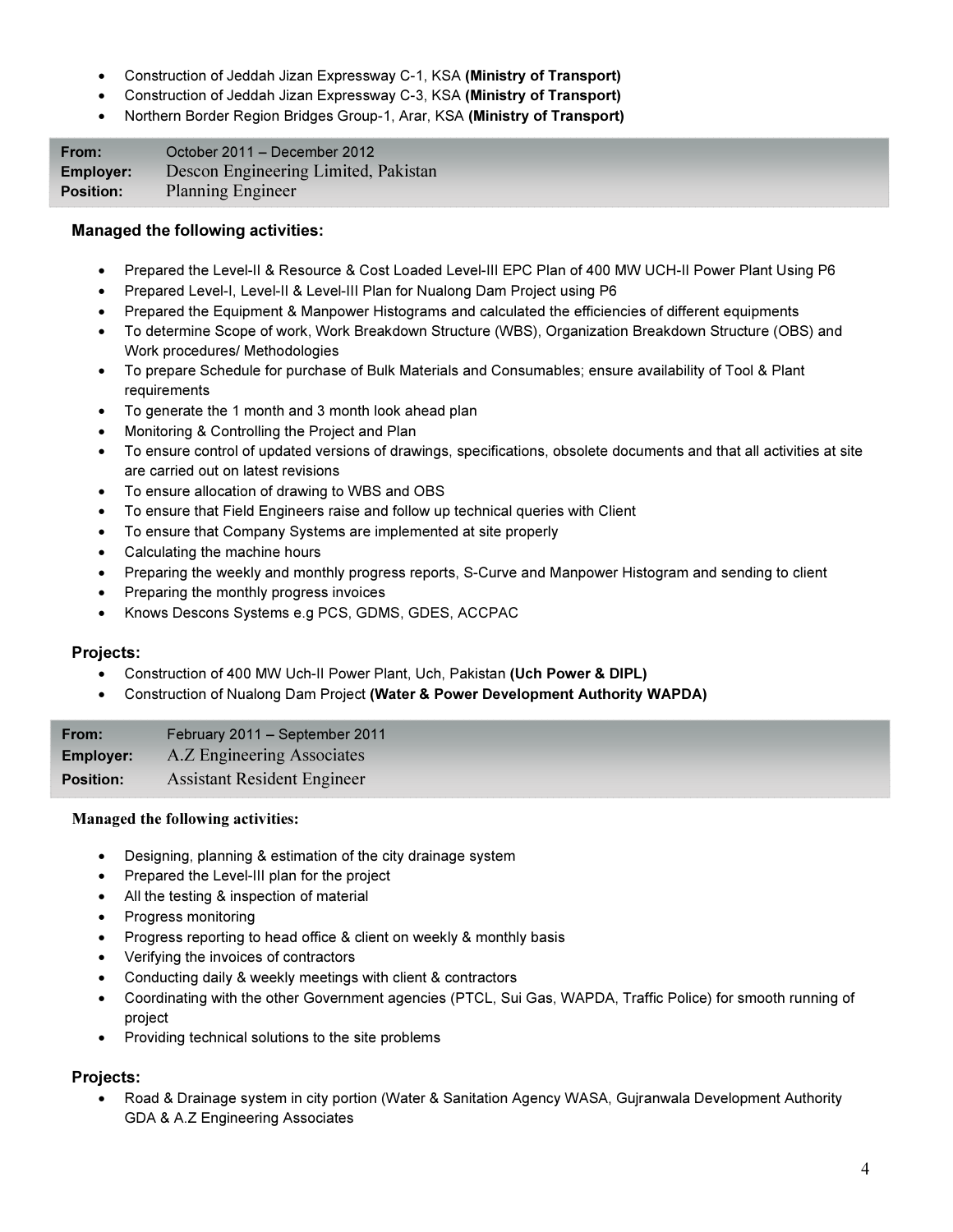- Construction of Jeddah Jizan Expressway C-1, KSA **(Ministry of Transport)**
- Construction of Jeddah Jizan Expressway C-3, KSA **(Ministry of Transport)**
- Northern Border Region Bridges Group-1, Arar, KSA **(Ministry of Transport)**

| | |
|---|---|
| **From:** | October 2011 – December 2012 |
| **Employer:** | Descon Engineering Limited, Pakistan |
| **Position:** | Planning Engineer |

**Managed the following activities:**

- Prepared the Level-II & Resource & Cost Loaded Level-III EPC Plan of 400 MW UCH-II Power Plant Using P6
- Prepared Level-I, Level-II & Level-III Plan for Nualong Dam Project using P6
- Prepared the Equipment & Manpower Histograms and calculated the efficiencies of different equipments
- To determine Scope of work, Work Breakdown Structure (WBS), Organization Breakdown Structure (OBS) and Work procedures/ Methodologies
- To prepare Schedule for purchase of Bulk Materials and Consumables; ensure availability of Tool & Plant requirements
- To generate the 1 month and 3 month look ahead plan
- Monitoring & Controlling the Project and Plan
- To ensure control of updated versions of drawings, specifications, obsolete documents and that all activities at site are carried out on latest revisions
- To ensure allocation of drawing to WBS and OBS
- To ensure that Field Engineers raise and follow up technical queries with Client
- To ensure that Company Systems are implemented at site properly
- Calculating the machine hours
- Preparing the weekly and monthly progress reports, S-Curve and Manpower Histogram and sending to client
- Preparing the monthly progress invoices
- Knows Descons Systems e.g PCS, GDMS, GDES, ACCPAC

**Projects:**

- Construction of 400 MW Uch-II Power Plant, Uch, Pakistan **(Uch Power & DIPL)**
- Construction of Nualong Dam Project **(Water & Power Development Authority WAPDA)**

| | |
|---|---|
| **From:** | February 2011 – September 2011 |
| **Employer:** | A.Z Engineering Associates |
| **Position:** | Assistant Resident Engineer |

**Managed the following activities:**

- Designing, planning & estimation of the city drainage system
- Prepared the Level-III plan for the project
- All the testing & inspection of material
- Progress monitoring
- Progress reporting to head office & client on weekly & monthly basis
- Verifying the invoices of contractors
- Conducting daily & weekly meetings with client & contractors
- Coordinating with the other Government agencies (PTCL, Sui Gas, WAPDA, Traffic Police) for smooth running of project
- Providing technical solutions to the site problems

**Projects:**

- Road & Drainage system in city portion (Water & Sanitation Agency WASA, Gujranwala Development Authority GDA & A.Z Engineering Associates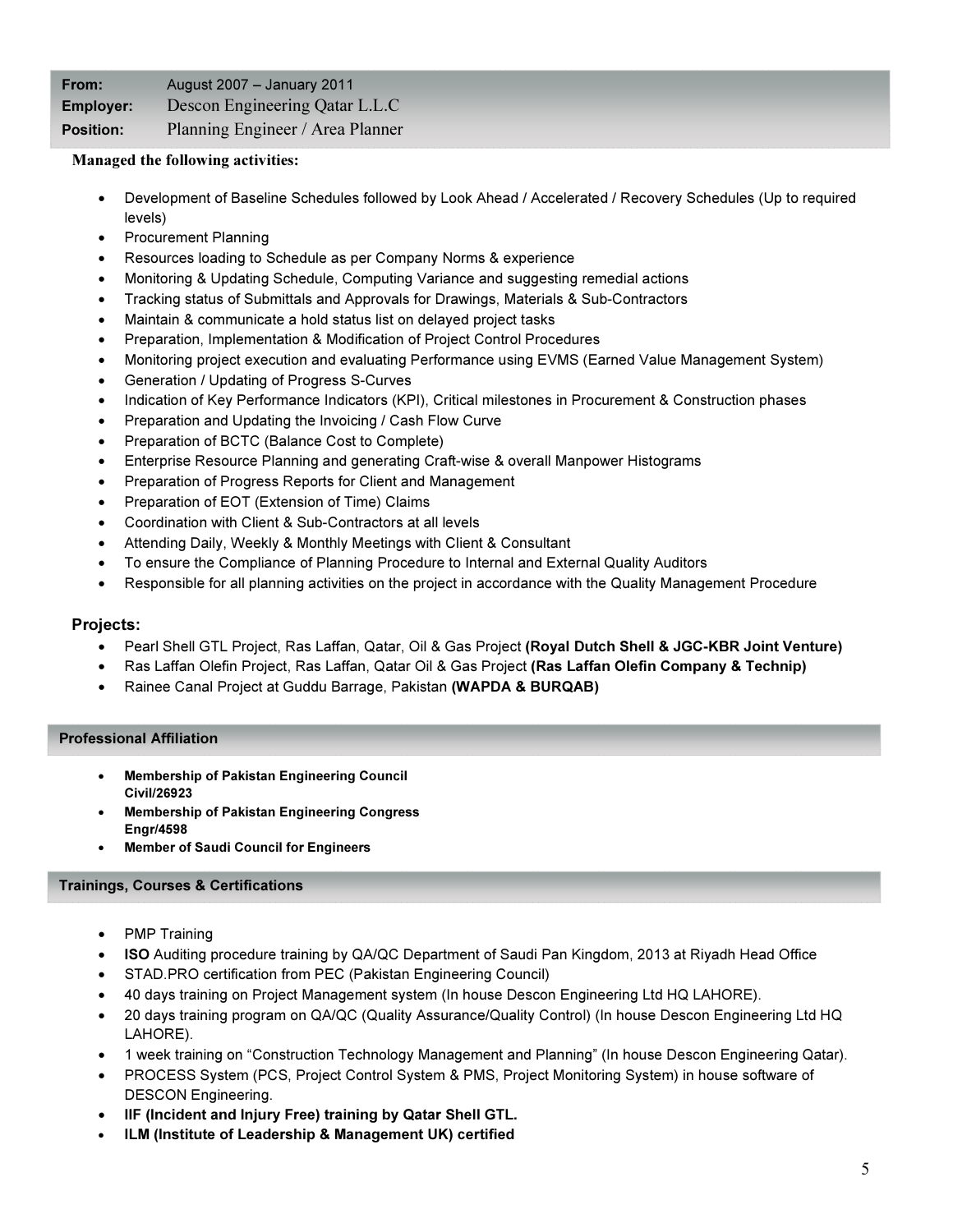| | |
|---|---|
| **From:** | August 2007 – January 2011 |
| **Employer:** | Descon Engineering Qatar L.L.C |
| **Position:** | Planning Engineer / Area Planner |

**Managed the following activities:**

- Development of Baseline Schedules followed by Look Ahead / Accelerated / Recovery Schedules (Up to required levels)
- Procurement Planning
- Resources loading to Schedule as per Company Norms & experience
- Monitoring & Updating Schedule, Computing Variance and suggesting remedial actions
- Tracking status of Submittals and Approvals for Drawings, Materials & Sub-Contractors
- Maintain & communicate a hold status list on delayed project tasks
- Preparation, Implementation & Modification of Project Control Procedures
- Monitoring project execution and evaluating Performance using EVMS (Earned Value Management System)
- Generation / Updating of Progress S-Curves
- Indication of Key Performance Indicators (KPI), Critical milestones in Procurement & Construction phases
- Preparation and Updating the Invoicing / Cash Flow Curve
- Preparation of BCTC (Balance Cost to Complete)
- Enterprise Resource Planning and generating Craft-wise & overall Manpower Histograms
- Preparation of Progress Reports for Client and Management
- Preparation of EOT (Extension of Time) Claims
- Coordination with Client & Sub-Contractors at all levels
- Attending Daily, Weekly & Monthly Meetings with Client & Consultant
- To ensure the Compliance of Planning Procedure to Internal and External Quality Auditors
- Responsible for all planning activities on the project in accordance with the Quality Management Procedure

### Projects:

- Pearl Shell GTL Project, Ras Laffan, Qatar, Oil & Gas Project **(Royal Dutch Shell & JGC-KBR Joint Venture)**
- Ras Laffan Olefin Project, Ras Laffan, Qatar Oil & Gas Project **(Ras Laffan Olefin Company & Technip)**
- Rainee Canal Project at Guddu Barrage, Pakistan **(WAPDA & BURQAB)**

## Professional Affiliation

- **Membership of Pakistan Engineering Council Civil/26923**
- **Membership of Pakistan Engineering Congress Engr/4598**
- **Member of Saudi Council for Engineers**

## Trainings, Courses & Certifications

- PMP Training
- **ISO** Auditing procedure training by QA/QC Department of Saudi Pan Kingdom, 2013 at Riyadh Head Office
- STAD.PRO certification from PEC (Pakistan Engineering Council)
- 40 days training on Project Management system (In house Descon Engineering Ltd HQ LAHORE).
- 20 days training program on QA/QC (Quality Assurance/Quality Control) (In house Descon Engineering Ltd HQ LAHORE).
- 1 week training on "Construction Technology Management and Planning" (In house Descon Engineering Qatar).
- PROCESS System (PCS, Project Control System & PMS, Project Monitoring System) in house software of DESCON Engineering.
- **IIF (Incident and Injury Free) training by Qatar Shell GTL.**
- **ILM (Institute of Leadership & Management UK) certified**